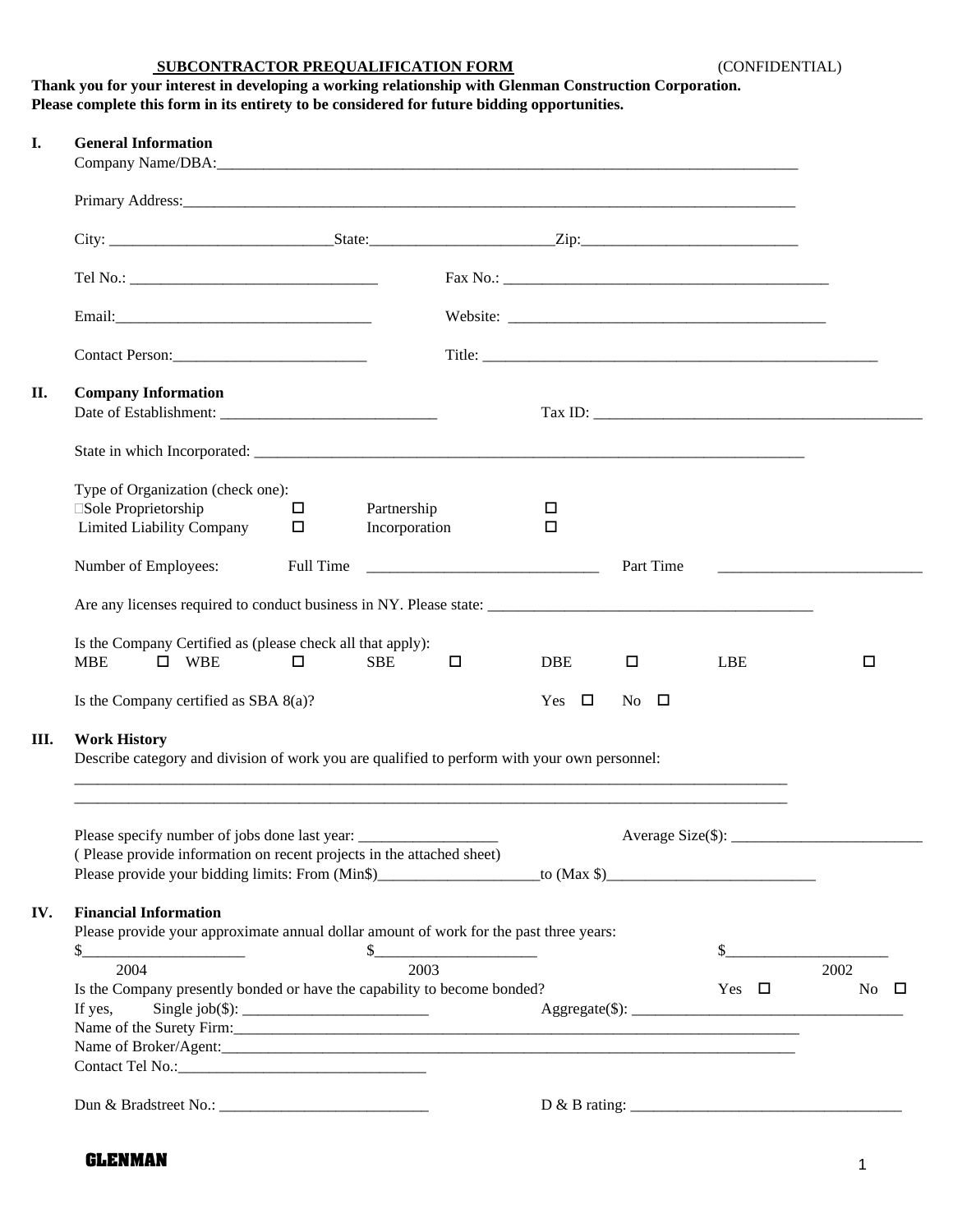**SUBCONTRACTOR PREQUALIFICATION FORM** (CONFIDENTIAL)

**Thank you for your interest in developing a working relationship with Glenman Construction Corporation. Please complete this form in its entirety to be considered for future bidding opportunities.**

## I. General Information

Company Name/DBA:______________________________________________________________________________

Primary Address:________________________________________________________________________________

City: ____________________________State:_______________________Zip:___________________________

Tel No.: _______________________________ Fax No.: __________________________________________

Email:_________________________________ Website: __________________________________________

Contact Person:________________________ Title: ___________________________________________________

## II. Company Information

Date of Establishment: ___________________________ Tax ID: __________________________________________

State in which Incorporated: ________________________________________________________________________

Type of Organization (check one):

- ☐ Sole Proprietorship ☐
- Partnership ☐
- Limited Liability Company ☐
- Incorporation ☐

Number of Employees: Full Time _____________________________ Part Time __________________________

Are any licenses required to conduct business in NY. Please state: ________________________________________

Is the Company Certified as (please check all that apply):

MBE ☐ WBE ☐ SBE ☐ DBE ☐ LBE ☐

Is the Company certified as SBA 8(a)? Yes ☐ No ☐

## III. Work History

Describe category and division of work you are qualified to perform with your own personnel:

________________________________________________________________________________________________

________________________________________________________________________________________________

Please specify number of jobs done last year: __________________ Average Size($): ________________________

( Please provide information on recent projects in the attached sheet)

Please provide your bidding limits: From (Min$)____________________to (Max $)__________________________

## IV. Financial Information

Please provide your approximate annual dollar amount of work for the past three years:

| $____________________ | $____________________ | $____________________ |
|---|---|---|
| 2004 | 2003 | 2002 |

Is the Company presently bonded or have the capability to become bonded? Yes ☐ No ☐

If yes, Single job($): _______________________ Aggregate($): __________________________________

Name of the Surety Firm:____________________________________________________________________________

Name of Broker/Agent:______________________________________________________________________________

Contact Tel No.:________________________________

Dun & Bradstreet No.: __________________________ D & B rating: __________________________________

GLENMAN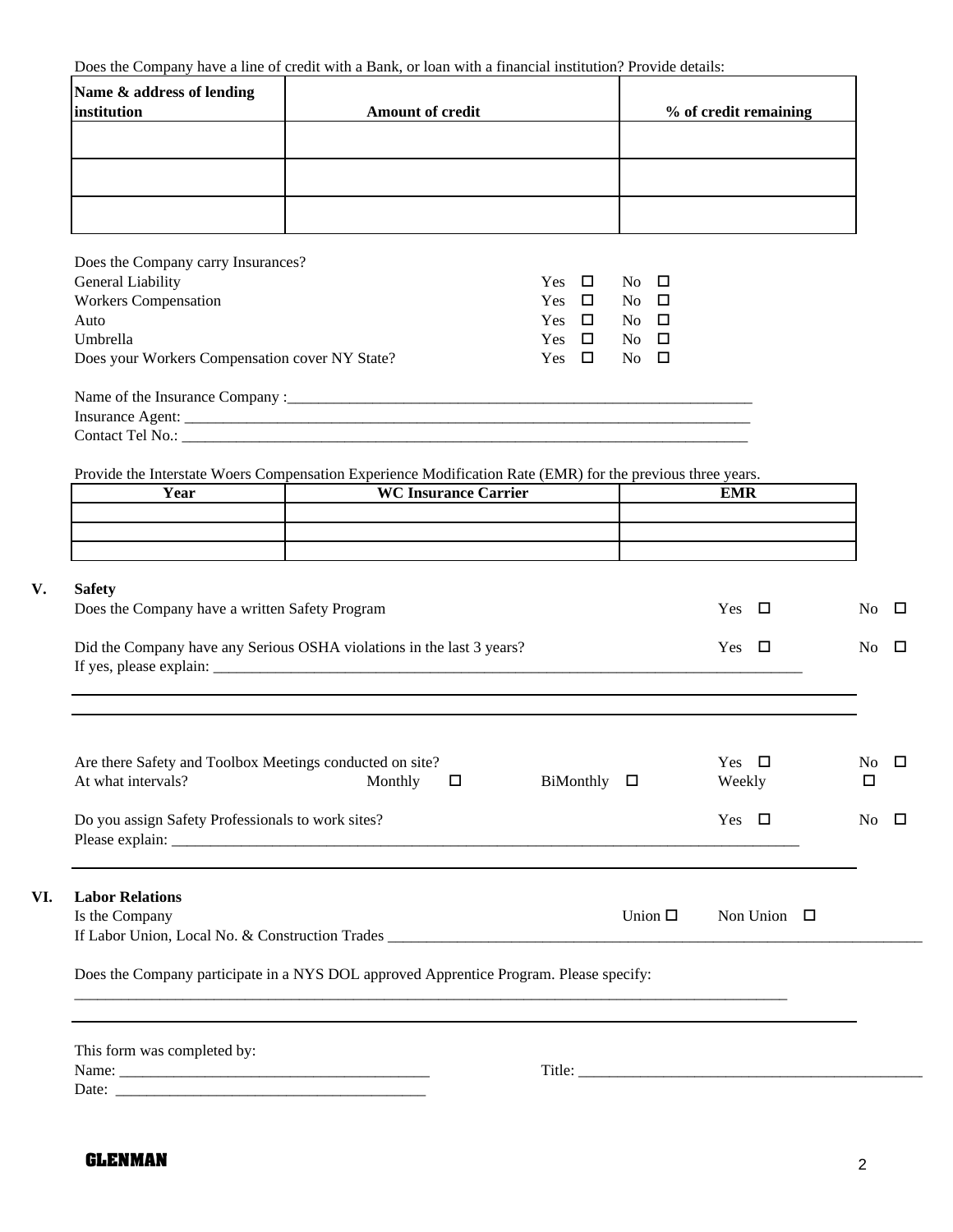Does the Company have a line of credit with a Bank, or loan with a financial institution? Provide details:

| Name & address of lending institution | Amount of credit | % of credit remaining |
|---|---|---|
| | | |
| | | |
| | | |

Does the Company carry Insurances?

| | | |
|---|---|---|
| General Liability | Yes ☐ | No ☐ |
| Workers Compensation | Yes ☐ | No ☐ |
| Auto | Yes ☐ | No ☐ |
| Umbrella | Yes ☐ | No ☐ |
| Does your Workers Compensation cover NY State? | Yes ☐ | No ☐ |

Name of the Insurance Company :_______________________________________________________________

Insurance Agent: _____________________________________________________________________________

Contact Tel No.: _____________________________________________________________________________

Provide the Interstate Woers Compensation Experience Modification Rate (EMR) for the previous three years.

| Year | WC Insurance Carrier | EMR |
|---|---|---|
| | | |
| | | |
| | | |

## V. Safety

Does the Company have a written Safety Program  Yes ☐  No ☐

Did the Company have any Serious OSHA violations in the last 3 years?  Yes ☐  No ☐

If yes, please explain: ________________________________________________________________________________

Are there Safety and Toolbox Meetings conducted on site?  Yes ☐  No ☐

At what intervals?  Monthly ☐  BiMonthly ☐  Weekly ☐

Do you assign Safety Professionals to work sites?  Yes ☐  No ☐

Please explain: ______________________________________________________________________________________

## VI. Labor Relations

Is the Company  Union ☐  Non Union ☐

If Labor Union, Local No. & Construction Trades ________________________________________________________________________

Does the Company participate in a NYS DOL approved Apprentice Program. Please specify:

__________________________________________________________________________________________________

This form was completed by:

Name: ________________________________________  Title: _____________________________________________

Date: ________________________________________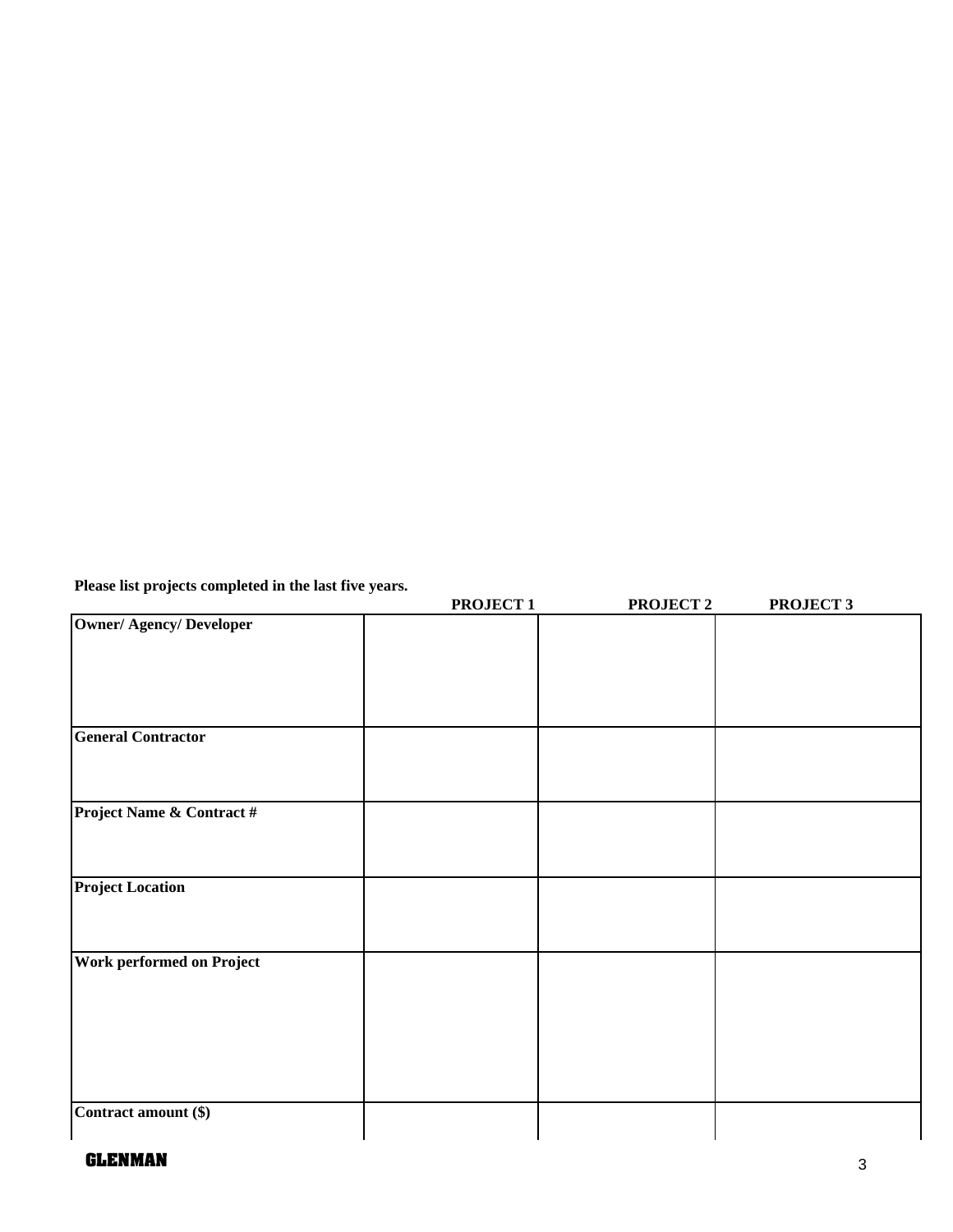**Please list projects completed in the last five years.**

| | **PROJECT 1** | **PROJECT 2** | **PROJECT 3** |
|---|---|---|---|
| **Owner/ Agency/ Developer** | | | |
| **General Contractor** | | | |
| **Project Name & Contract #** | | | |
| **Project Location** | | | |
| **Work performed on Project** | | | |
| **Contract amount ($)** | | | |

GLENMAN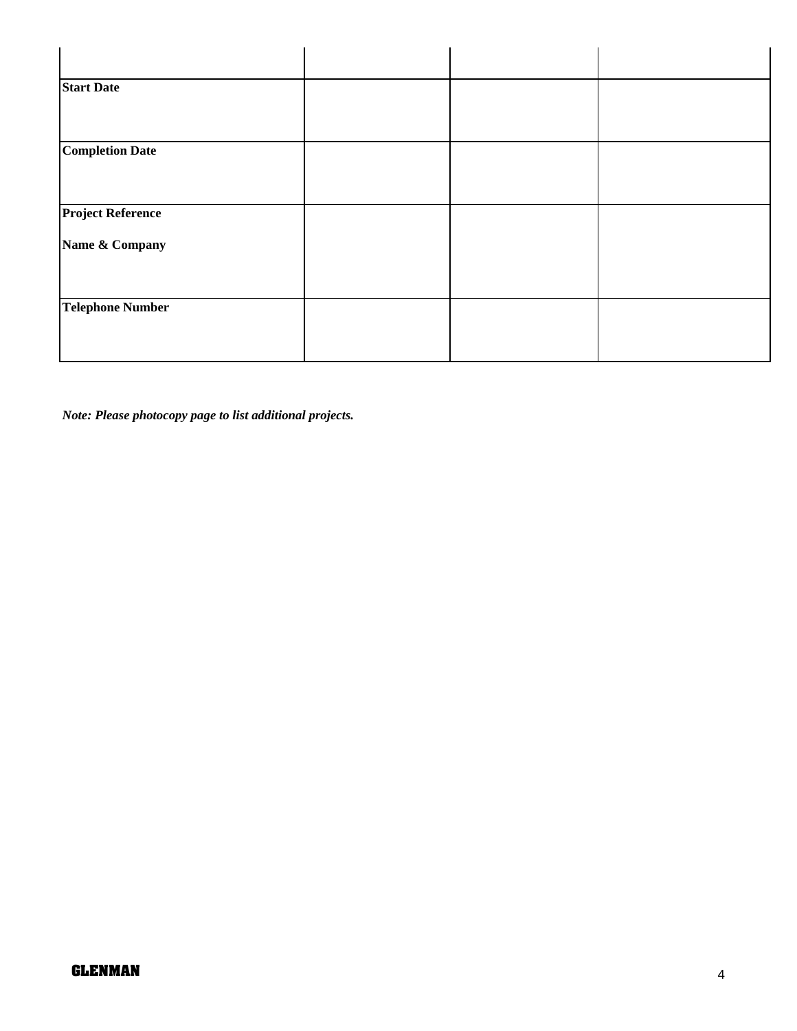| | | | |
|---|---|---|---|
| | | | |
| **Start Date** | | | |
| **Completion Date** | | | |
| **Project Reference**<br><br>**Name & Company** | | | |
| **Telephone Number** | | | |

***Note: Please photocopy page to list additional projects.***